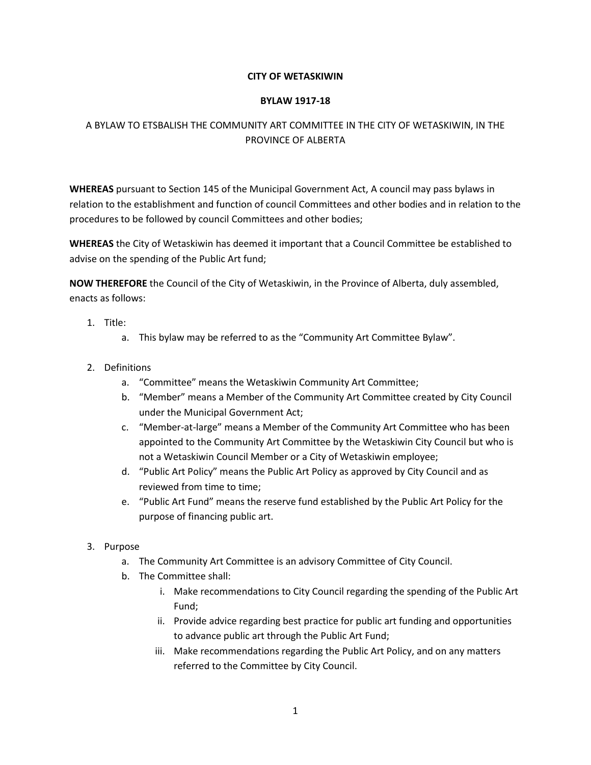**CITY OF WETASKIWIN**

**BYLAW 1917-18**

A BYLAW TO ETSBALISH THE COMMUNITY ART COMMITTEE IN THE CITY OF WETASKIWIN, IN THE PROVINCE OF ALBERTA

**WHEREAS** pursuant to Section 145 of the Municipal Government Act, A council may pass bylaws in relation to the establishment and function of council Committees and other bodies and in relation to the procedures to be followed by council Committees and other bodies;

**WHEREAS** the City of Wetaskiwin has deemed it important that a Council Committee be established to advise on the spending of the Public Art fund;

**NOW THEREFORE** the Council of the City of Wetaskiwin, in the Province of Alberta, duly assembled, enacts as follows:

1. Title:
    a. This bylaw may be referred to as the "Community Art Committee Bylaw".

2. Definitions
    a. "Committee" means the Wetaskiwin Community Art Committee;
    b. "Member" means a Member of the Community Art Committee created by City Council under the Municipal Government Act;
    c. "Member-at-large" means a Member of the Community Art Committee who has been appointed to the Community Art Committee by the Wetaskiwin City Council but who is not a Wetaskiwin Council Member or a City of Wetaskiwin employee;
    d. "Public Art Policy" means the Public Art Policy as approved by City Council and as reviewed from time to time;
    e. "Public Art Fund" means the reserve fund established by the Public Art Policy for the purpose of financing public art.

3. Purpose
    a. The Community Art Committee is an advisory Committee of City Council.
    b. The Committee shall:
        i. Make recommendations to City Council regarding the spending of the Public Art Fund;
        ii. Provide advice regarding best practice for public art funding and opportunities to advance public art through the Public Art Fund;
        iii. Make recommendations regarding the Public Art Policy, and on any matters referred to the Committee by City Council.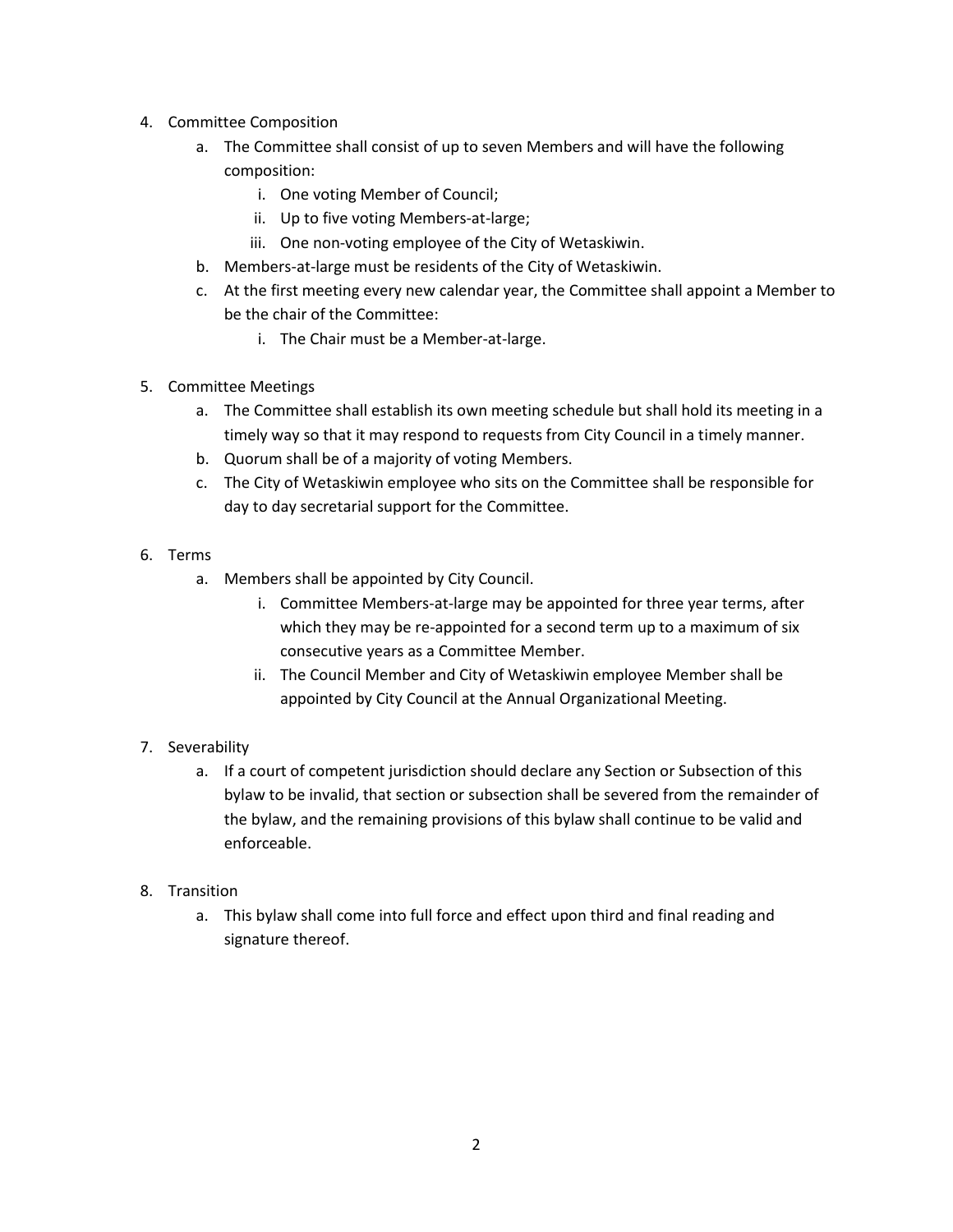4. Committee Composition
    a. The Committee shall consist of up to seven Members and will have the following composition:
        i. One voting Member of Council;
        ii. Up to five voting Members-at-large;
        iii. One non-voting employee of the City of Wetaskiwin.
    b. Members-at-large must be residents of the City of Wetaskiwin.
    c. At the first meeting every new calendar year, the Committee shall appoint a Member to be the chair of the Committee:
        i. The Chair must be a Member-at-large.

5. Committee Meetings
    a. The Committee shall establish its own meeting schedule but shall hold its meeting in a timely way so that it may respond to requests from City Council in a timely manner.
    b. Quorum shall be of a majority of voting Members.
    c. The City of Wetaskiwin employee who sits on the Committee shall be responsible for day to day secretarial support for the Committee.

6. Terms
    a. Members shall be appointed by City Council.
        i. Committee Members-at-large may be appointed for three year terms, after which they may be re-appointed for a second term up to a maximum of six consecutive years as a Committee Member.
        ii. The Council Member and City of Wetaskiwin employee Member shall be appointed by City Council at the Annual Organizational Meeting.

7. Severability
    a. If a court of competent jurisdiction should declare any Section or Subsection of this bylaw to be invalid, that section or subsection shall be severed from the remainder of the bylaw, and the remaining provisions of this bylaw shall continue to be valid and enforceable.

8. Transition
    a. This bylaw shall come into full force and effect upon third and final reading and signature thereof.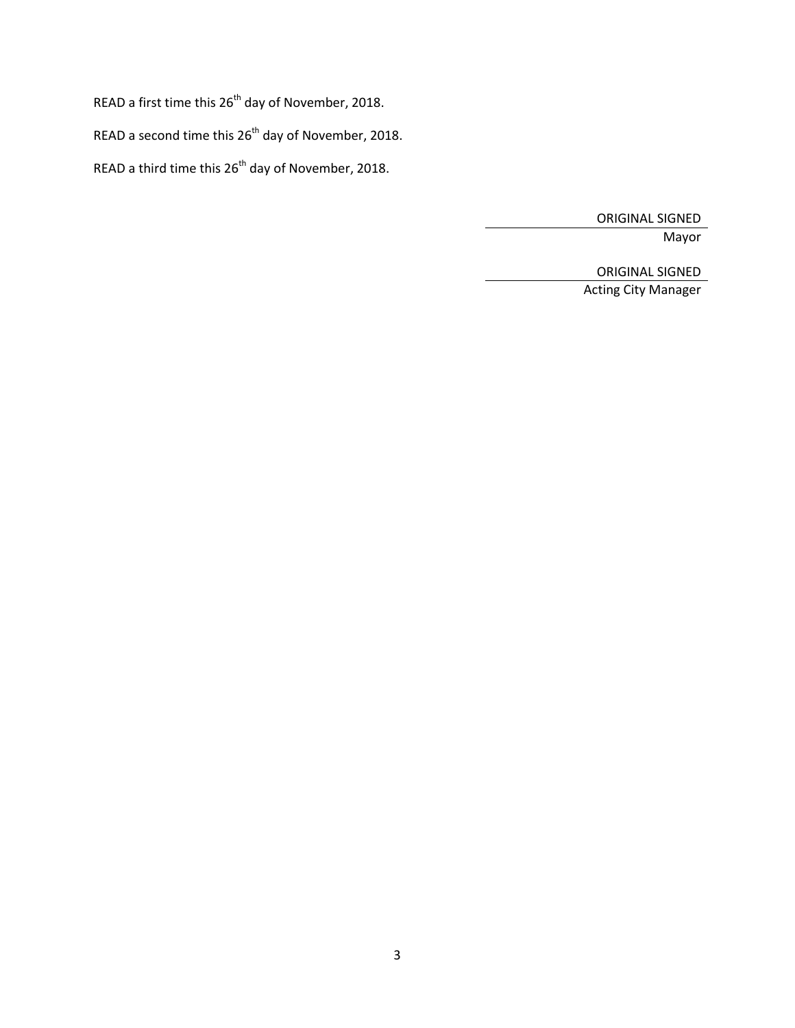READ a first time this 26th day of November, 2018.

READ a second time this 26th day of November, 2018.

READ a third time this 26th day of November, 2018.

ORIGINAL SIGNED
Mayor

ORIGINAL SIGNED
Acting City Manager